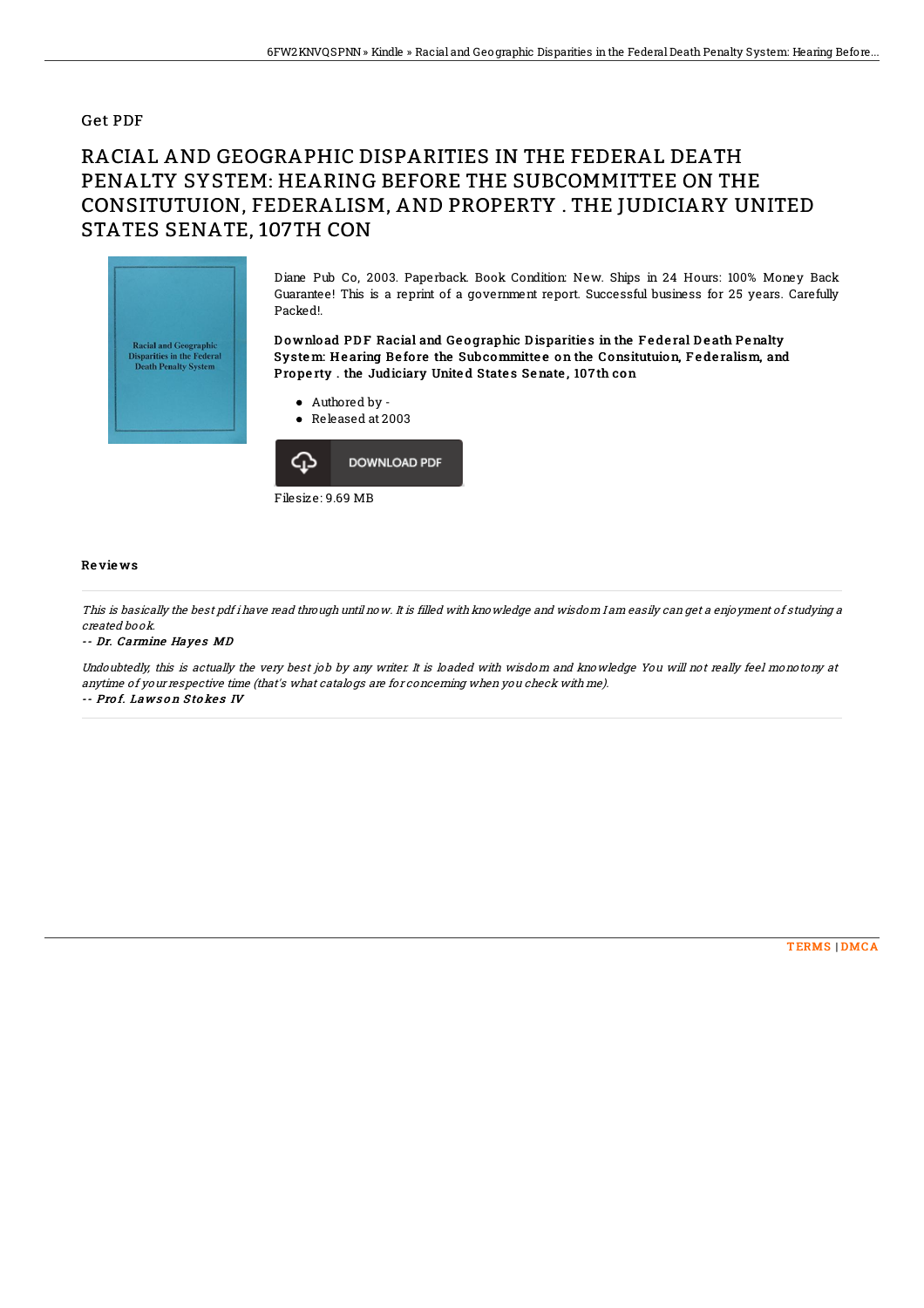Get PDF

# RACIAL AND GEOGRAPHIC DISPARITIES IN THE FEDERAL DEATH PENALTY SYSTEM: HEARING BEFORE THE SUBCOMMITTEE ON THE CONSITUTUION, FEDERALISM, AND PROPERTY . THE JUDICIARY UNITED STATES SENATE, 107TH CON

Diane Pub Co, 2003. Paperback. Book Condition: New. Ships in 24 Hours: 100% Money Back Guarantee! This is a reprint of a government report. Successful business for 25 years. Carefully Packed!.

**Download PDF Racial and Geographic Disparities in the Federal Death Penalty System: Hearing Before the Subcommittee on the Consitutuion, Federalism, and Property . the Judiciary United States Senate, 107th con**

- Authored by -
- Released at 2003

DOWNLOAD PDF

Filesize: 9.69 MB

## Reviews

*This is basically the best pdf i have read through until now. It is filled with knowledge and wisdom I am easily can get a enjoyment of studying a created book.*

**-- Dr. Carmine Hayes MD**

*Undoubtedly, this is actually the very best job by any writer. It is loaded with wisdom and knowledge You will not really feel monotony at anytime of your respective time (that's what catalogs are for concerning when you check with me).*

**-- Prof. Lawson Stokes IV**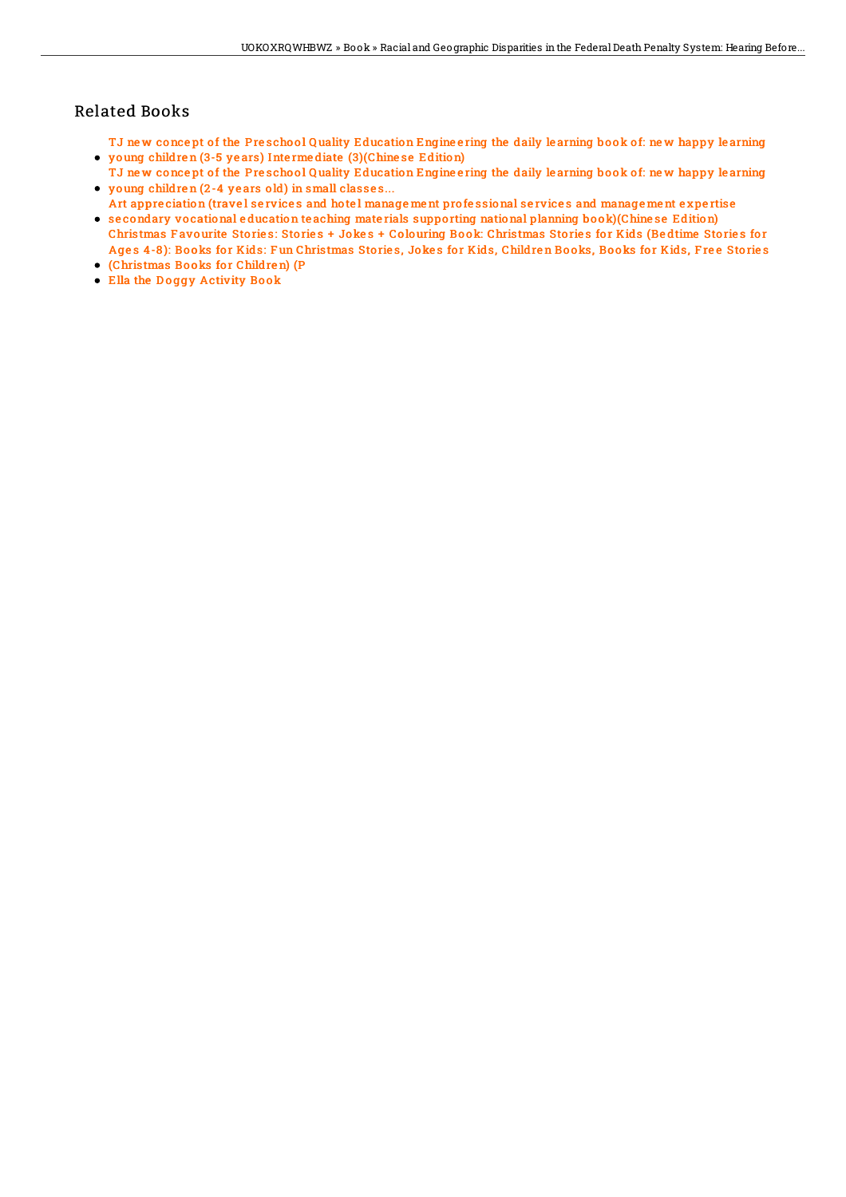## Related Books

- TJ new concept of the Preschool Quality Education Engineering the daily learning book of: new happy learning young children (3-5 years) Intermediate (3)(Chinese Edition)
- TJ new concept of the Preschool Quality Education Engineering the daily learning book of: new happy learning young children (2-4 years old) in small classes...
- Art appreciation (travel services and hotel management professional services and management expertise secondary vocational education teaching materials supporting national planning book)(Chinese Edition)
- Christmas Favourite Stories: Stories + Jokes + Colouring Book: Christmas Stories for Kids (Bedtime Stories for Ages 4-8): Books for Kids: Fun Christmas Stories, Jokes for Kids, Children Books, Books for Kids, Free Stories (Christmas Books for Children) (P
- Ella the Doggy Activity Book